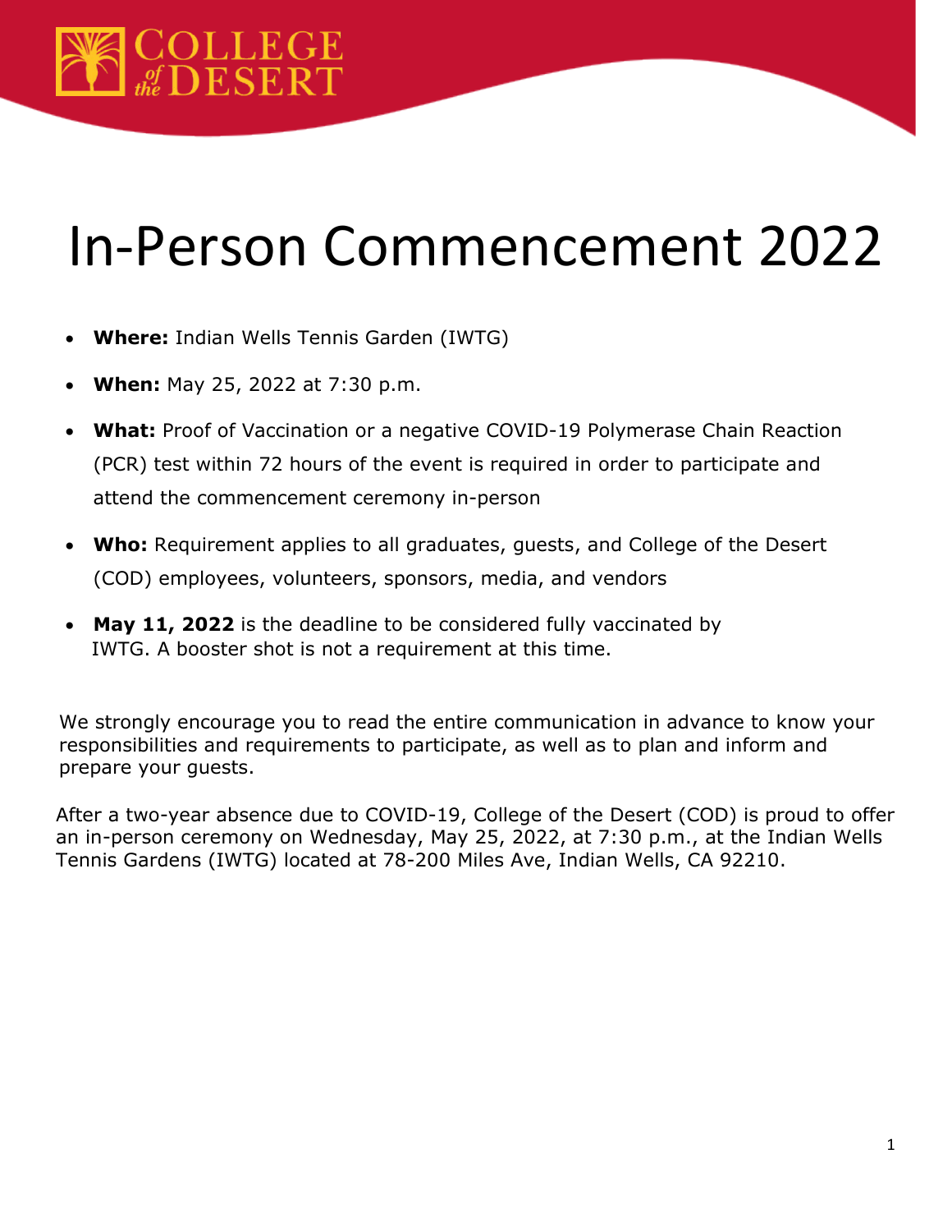# In-Person Commencement 2022

- **Where:** Indian Wells Tennis Garden (IWTG)
- **When:** May 25, 2022 at 7:30 p.m.
- **What:** Proof of Vaccination or a negative COVID-19 Polymerase Chain Reaction (PCR) test within 72 hours of the event is required in order to participate and attend the commencement ceremony in-person
- **Who:** Requirement applies to all graduates, guests, and College of the Desert (COD) employees, volunteers, sponsors, media, and vendors
- **May 11, 2022** is the deadline to be considered fully vaccinated by IWTG. A booster shot is not a requirement at this time.

We strongly encourage you to read the entire communication in advance to know your responsibilities and requirements to participate, as well as to plan and inform and prepare your guests.

After a two-year absence due to COVID-19, College of the Desert (COD) is proud to offer an in-person ceremony on Wednesday, May 25, 2022, at 7:30 p.m., at the Indian Wells Tennis Gardens (IWTG) located at 78-200 Miles Ave, Indian Wells, CA 92210.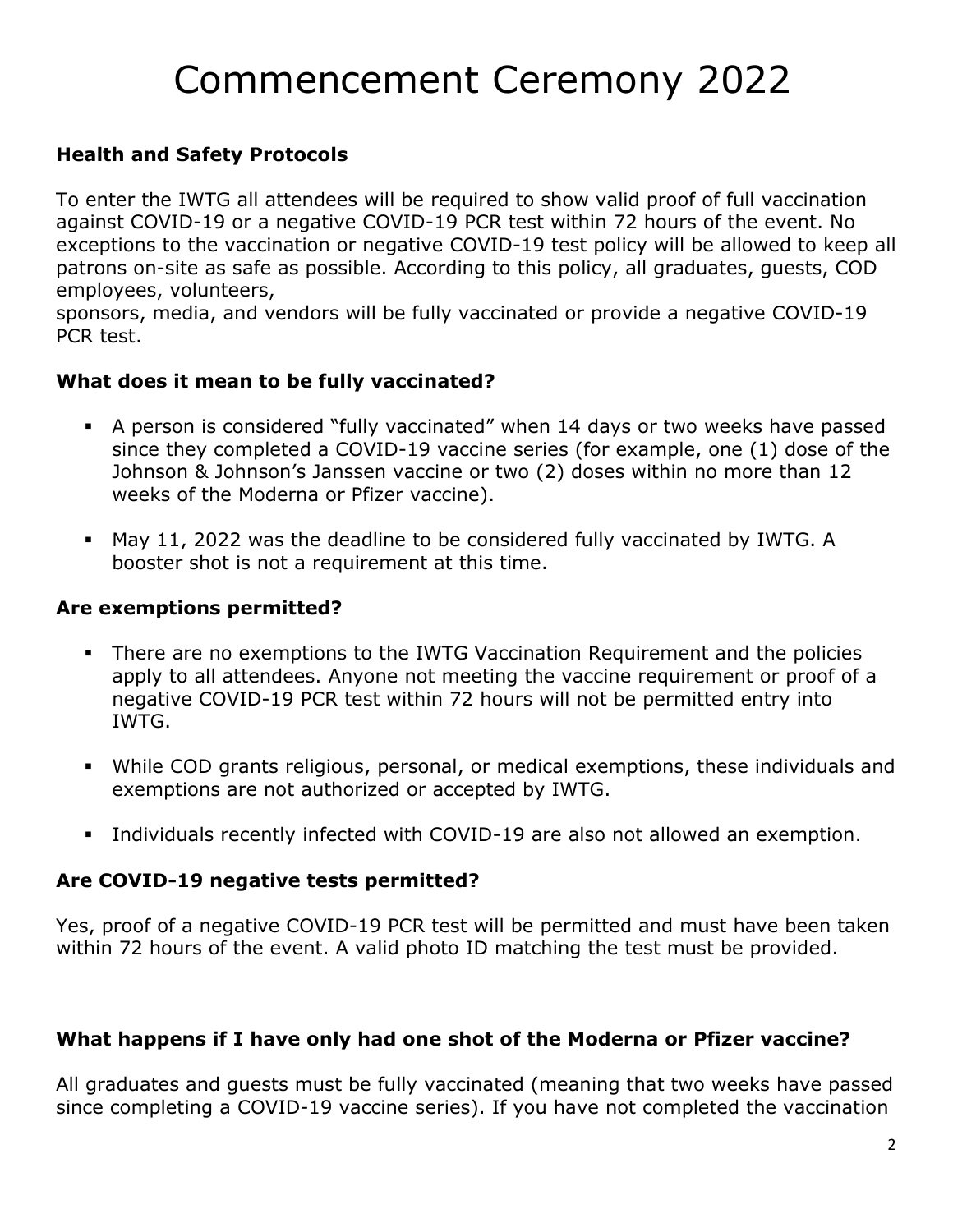# Commencement Ceremony 2022

### Health and Safety Protocols

To enter the IWTG all attendees will be required to show valid proof of full vaccination against COVID-19 or a negative COVID-19 PCR test within 72 hours of the event. No exceptions to the vaccination or negative COVID-19 test policy will be allowed to keep all patrons on-site as safe as possible. According to this policy, all graduates, guests, COD employees, volunteers,
sponsors, media, and vendors will be fully vaccinated or provide a negative COVID-19 PCR test.

### What does it mean to be fully vaccinated?

- A person is considered "fully vaccinated" when 14 days or two weeks have passed since they completed a COVID-19 vaccine series (for example, one (1) dose of the Johnson & Johnson's Janssen vaccine or two (2) doses within no more than 12 weeks of the Moderna or Pfizer vaccine).
- May 11, 2022 was the deadline to be considered fully vaccinated by IWTG. A booster shot is not a requirement at this time.

### Are exemptions permitted?

- There are no exemptions to the IWTG Vaccination Requirement and the policies apply to all attendees. Anyone not meeting the vaccine requirement or proof of a negative COVID-19 PCR test within 72 hours will not be permitted entry into IWTG.
- While COD grants religious, personal, or medical exemptions, these individuals and exemptions are not authorized or accepted by IWTG.
- Individuals recently infected with COVID-19 are also not allowed an exemption.

### Are COVID-19 negative tests permitted?

Yes, proof of a negative COVID-19 PCR test will be permitted and must have been taken within 72 hours of the event. A valid photo ID matching the test must be provided.

### What happens if I have only had one shot of the Moderna or Pfizer vaccine?

All graduates and guests must be fully vaccinated (meaning that two weeks have passed since completing a COVID-19 vaccine series). If you have not completed the vaccination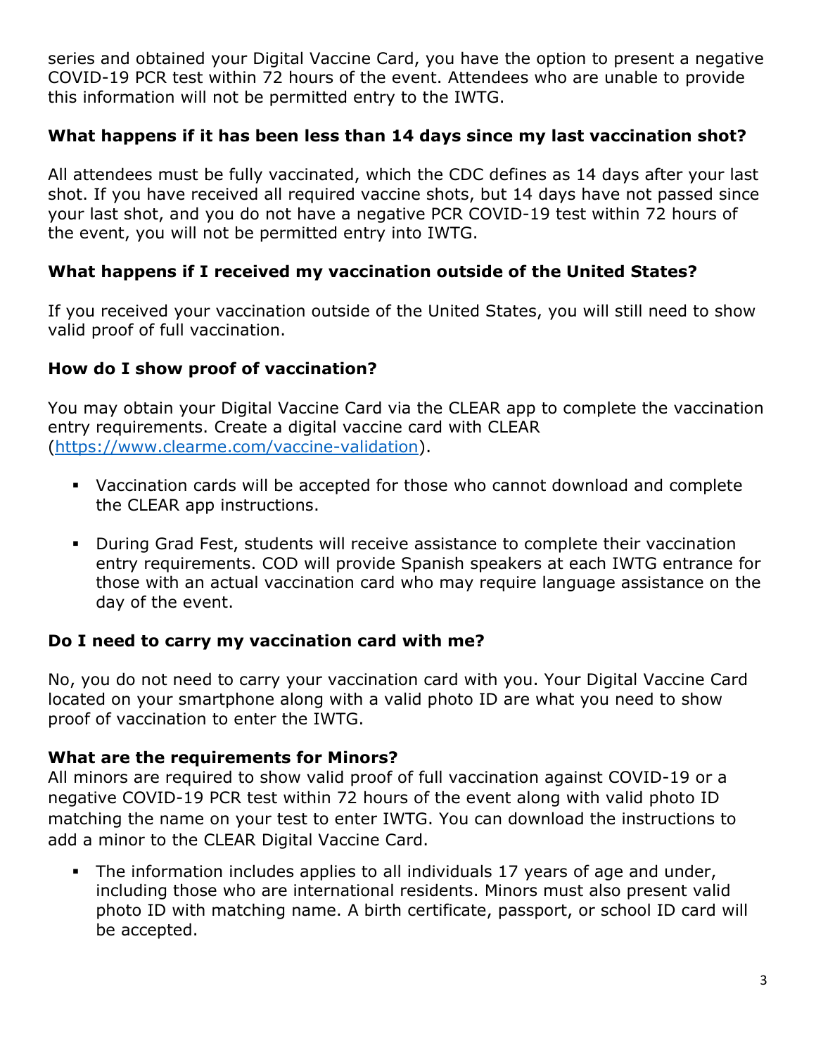series and obtained your Digital Vaccine Card, you have the option to present a negative COVID-19 PCR test within 72 hours of the event. Attendees who are unable to provide this information will not be permitted entry to the IWTG.

### What happens if it has been less than 14 days since my last vaccination shot?

All attendees must be fully vaccinated, which the CDC defines as 14 days after your last shot. If you have received all required vaccine shots, but 14 days have not passed since your last shot, and you do not have a negative PCR COVID-19 test within 72 hours of the event, you will not be permitted entry into IWTG.

### What happens if I received my vaccination outside of the United States?

If you received your vaccination outside of the United States, you will still need to show valid proof of full vaccination.

### How do I show proof of vaccination?

You may obtain your Digital Vaccine Card via the CLEAR app to complete the vaccination entry requirements. Create a digital vaccine card with CLEAR (https://www.clearme.com/vaccine-validation).

- Vaccination cards will be accepted for those who cannot download and complete the CLEAR app instructions.
- During Grad Fest, students will receive assistance to complete their vaccination entry requirements. COD will provide Spanish speakers at each IWTG entrance for those with an actual vaccination card who may require language assistance on the day of the event.

### Do I need to carry my vaccination card with me?

No, you do not need to carry your vaccination card with you. Your Digital Vaccine Card located on your smartphone along with a valid photo ID are what you need to show proof of vaccination to enter the IWTG.

### What are the requirements for Minors?

All minors are required to show valid proof of full vaccination against COVID-19 or a negative COVID-19 PCR test within 72 hours of the event along with valid photo ID matching the name on your test to enter IWTG. You can download the instructions to add a minor to the CLEAR Digital Vaccine Card.

- The information includes applies to all individuals 17 years of age and under, including those who are international residents. Minors must also present valid photo ID with matching name. A birth certificate, passport, or school ID card will be accepted.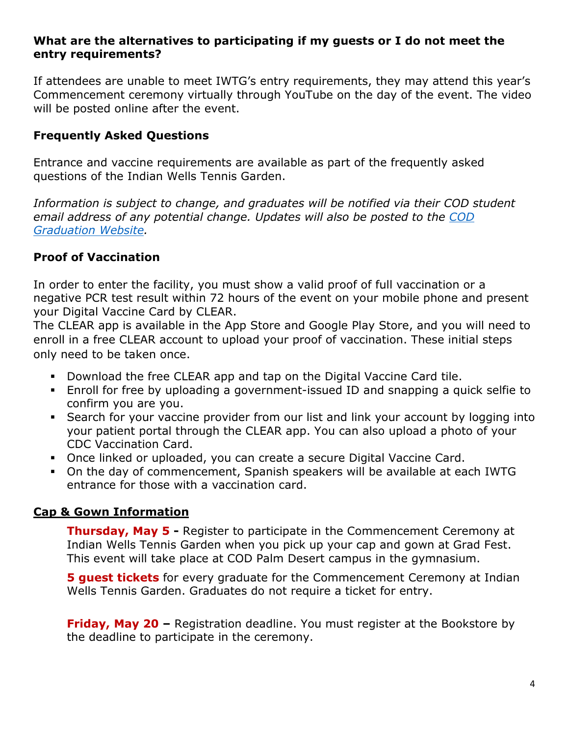**What are the alternatives to participating if my guests or I do not meet the entry requirements?**

If attendees are unable to meet IWTG's entry requirements, they may attend this year's Commencement ceremony virtually through YouTube on the day of the event. The video will be posted online after the event.

### Frequently Asked Questions

Entrance and vaccine requirements are available as part of the frequently asked questions of the Indian Wells Tennis Garden.

*Information is subject to change, and graduates will be notified via their COD student email address of any potential change. Updates will also be posted to the [COD Graduation Website](#).*

### Proof of Vaccination

In order to enter the facility, you must show a valid proof of full vaccination or a negative PCR test result within 72 hours of the event on your mobile phone and present your Digital Vaccine Card by CLEAR.
The CLEAR app is available in the App Store and Google Play Store, and you will need to enroll in a free CLEAR account to upload your proof of vaccination. These initial steps only need to be taken once.

- Download the free CLEAR app and tap on the Digital Vaccine Card tile.
- Enroll for free by uploading a government-issued ID and snapping a quick selfie to confirm you are you.
- Search for your vaccine provider from our list and link your account by logging into your patient portal through the CLEAR app. You can also upload a photo of your CDC Vaccination Card.
- Once linked or uploaded, you can create a secure Digital Vaccine Card.
- On the day of commencement, Spanish speakers will be available at each IWTG entrance for those with a vaccination card.

### Cap & Gown Information

**Thursday, May 5 -** Register to participate in the Commencement Ceremony at Indian Wells Tennis Garden when you pick up your cap and gown at Grad Fest. This event will take place at COD Palm Desert campus in the gymnasium.

**5 guest tickets** for every graduate for the Commencement Ceremony at Indian Wells Tennis Garden. Graduates do not require a ticket for entry.

**Friday, May 20 –** Registration deadline. You must register at the Bookstore by the deadline to participate in the ceremony.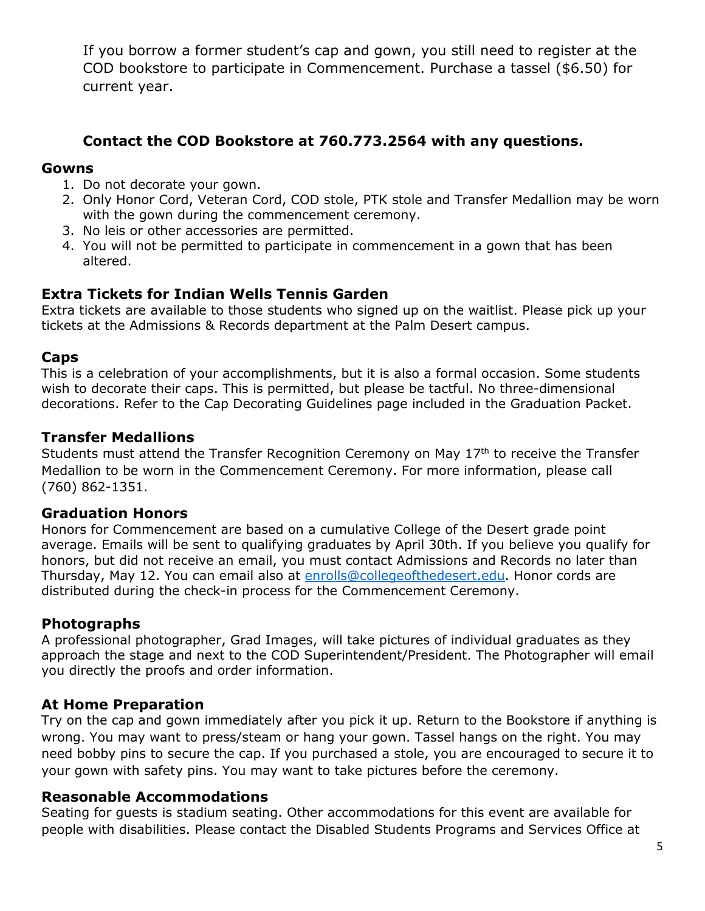If you borrow a former student's cap and gown, you still need to register at the COD bookstore to participate in Commencement. Purchase a tassel ($6.50) for current year.

**Contact the COD Bookstore at 760.773.2564 with any questions.**

## Gowns

1. Do not decorate your gown.
2. Only Honor Cord, Veteran Cord, COD stole, PTK stole and Transfer Medallion may be worn with the gown during the commencement ceremony.
3. No leis or other accessories are permitted.
4. You will not be permitted to participate in commencement in a gown that has been altered.

## Extra Tickets for Indian Wells Tennis Garden

Extra tickets are available to those students who signed up on the waitlist. Please pick up your tickets at the Admissions & Records department at the Palm Desert campus.

## Caps

This is a celebration of your accomplishments, but it is also a formal occasion. Some students wish to decorate their caps. This is permitted, but please be tactful. No three-dimensional decorations. Refer to the Cap Decorating Guidelines page included in the Graduation Packet.

## Transfer Medallions

Students must attend the Transfer Recognition Ceremony on May 17th to receive the Transfer Medallion to be worn in the Commencement Ceremony. For more information, please call (760) 862-1351.

## Graduation Honors

Honors for Commencement are based on a cumulative College of the Desert grade point average. Emails will be sent to qualifying graduates by April 30th. If you believe you qualify for honors, but did not receive an email, you must contact Admissions and Records no later than Thursday, May 12. You can email also at enrolls@collegeofthedesert.edu. Honor cords are distributed during the check-in process for the Commencement Ceremony.

## Photographs

A professional photographer, Grad Images, will take pictures of individual graduates as they approach the stage and next to the COD Superintendent/President. The Photographer will email you directly the proofs and order information.

## At Home Preparation

Try on the cap and gown immediately after you pick it up. Return to the Bookstore if anything is wrong. You may want to press/steam or hang your gown. Tassel hangs on the right. You may need bobby pins to secure the cap. If you purchased a stole, you are encouraged to secure it to your gown with safety pins. You may want to take pictures before the ceremony.

## Reasonable Accommodations

Seating for guests is stadium seating. Other accommodations for this event are available for people with disabilities. Please contact the Disabled Students Programs and Services Office at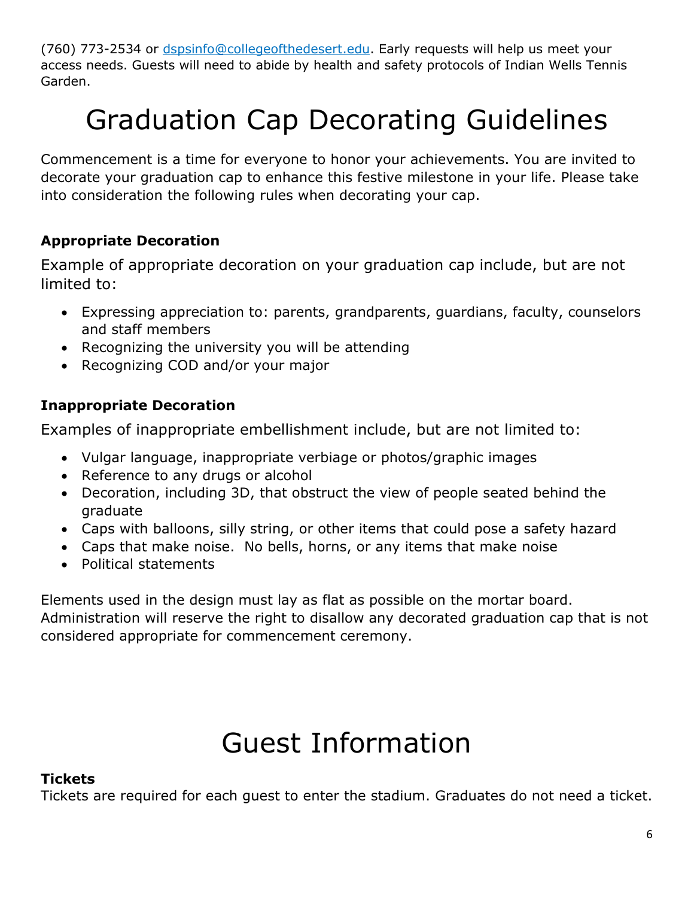(760) 773-2534 or [dspsinfo@collegeofthedesert.edu](mailto:dspsinfo@collegeofthedesert.edu). Early requests will help us meet your access needs. Guests will need to abide by health and safety protocols of Indian Wells Tennis Garden.

# Graduation Cap Decorating Guidelines

Commencement is a time for everyone to honor your achievements. You are invited to decorate your graduation cap to enhance this festive milestone in your life. Please take into consideration the following rules when decorating your cap.

**Appropriate Decoration**

Example of appropriate decoration on your graduation cap include, but are not limited to:

- Expressing appreciation to: parents, grandparents, guardians, faculty, counselors and staff members
- Recognizing the university you will be attending
- Recognizing COD and/or your major

**Inappropriate Decoration**

Examples of inappropriate embellishment include, but are not limited to:

- Vulgar language, inappropriate verbiage or photos/graphic images
- Reference to any drugs or alcohol
- Decoration, including 3D, that obstruct the view of people seated behind the graduate
- Caps with balloons, silly string, or other items that could pose a safety hazard
- Caps that make noise. No bells, horns, or any items that make noise
- Political statements

Elements used in the design must lay as flat as possible on the mortar board. Administration will reserve the right to disallow any decorated graduation cap that is not considered appropriate for commencement ceremony.

# Guest Information

**Tickets**

Tickets are required for each guest to enter the stadium. Graduates do not need a ticket.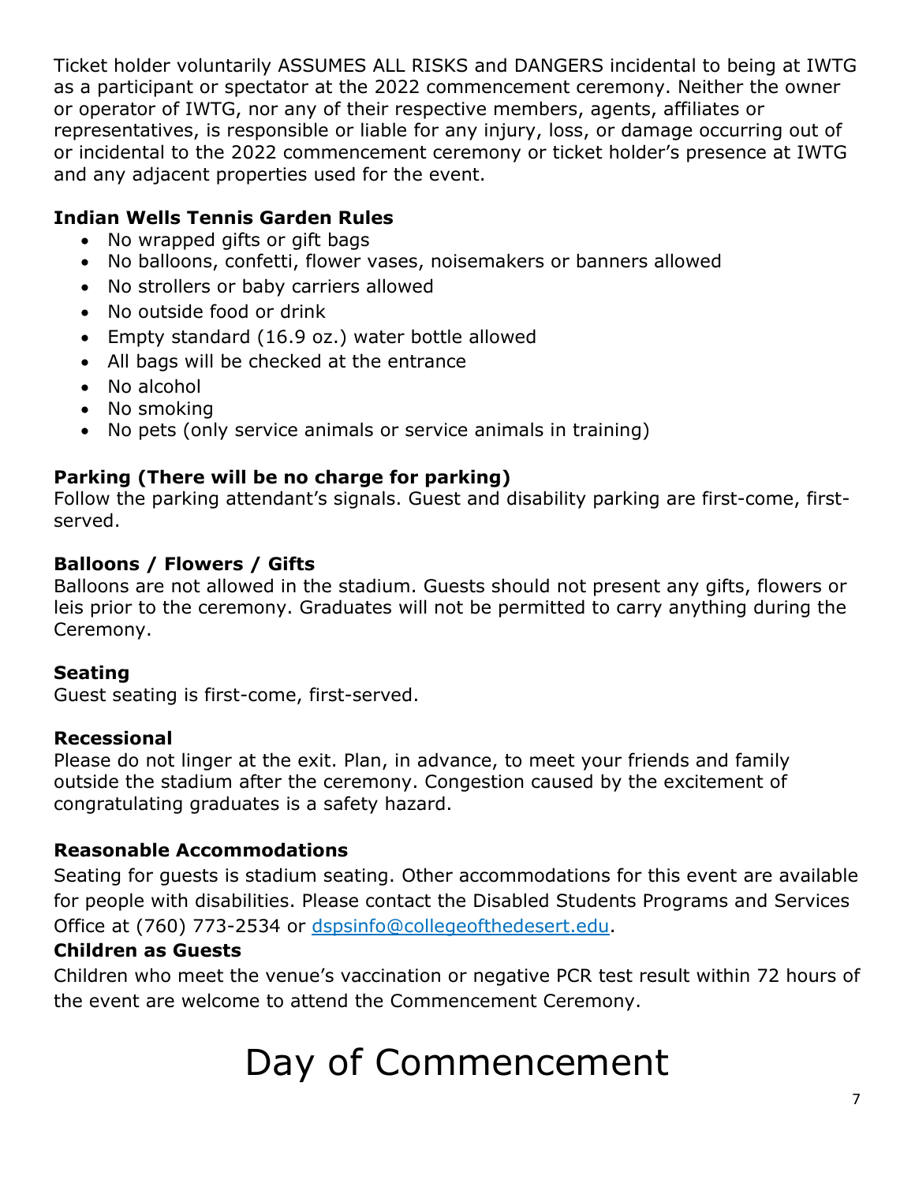Ticket holder voluntarily ASSUMES ALL RISKS and DANGERS incidental to being at IWTG as a participant or spectator at the 2022 commencement ceremony. Neither the owner or operator of IWTG, nor any of their respective members, agents, affiliates or representatives, is responsible or liable for any injury, loss, or damage occurring out of or incidental to the 2022 commencement ceremony or ticket holder's presence at IWTG and any adjacent properties used for the event.

### Indian Wells Tennis Garden Rules

- No wrapped gifts or gift bags
- No balloons, confetti, flower vases, noisemakers or banners allowed
- No strollers or baby carriers allowed
- No outside food or drink
- Empty standard (16.9 oz.) water bottle allowed
- All bags will be checked at the entrance
- No alcohol
- No smoking
- No pets (only service animals or service animals in training)

### Parking (There will be no charge for parking)

Follow the parking attendant's signals. Guest and disability parking are first-come, first-served.

### Balloons / Flowers / Gifts

Balloons are not allowed in the stadium. Guests should not present any gifts, flowers or leis prior to the ceremony. Graduates will not be permitted to carry anything during the Ceremony.

### Seating

Guest seating is first-come, first-served.

### Recessional

Please do not linger at the exit. Plan, in advance, to meet your friends and family outside the stadium after the ceremony. Congestion caused by the excitement of congratulating graduates is a safety hazard.

### Reasonable Accommodations

Seating for guests is stadium seating. Other accommodations for this event are available for people with disabilities. Please contact the Disabled Students Programs and Services Office at (760) 773-2534 or dspsinfo@collegeofthedesert.edu.

### Children as Guests

Children who meet the venue's vaccination or negative PCR test result within 72 hours of the event are welcome to attend the Commencement Ceremony.

# Day of Commencement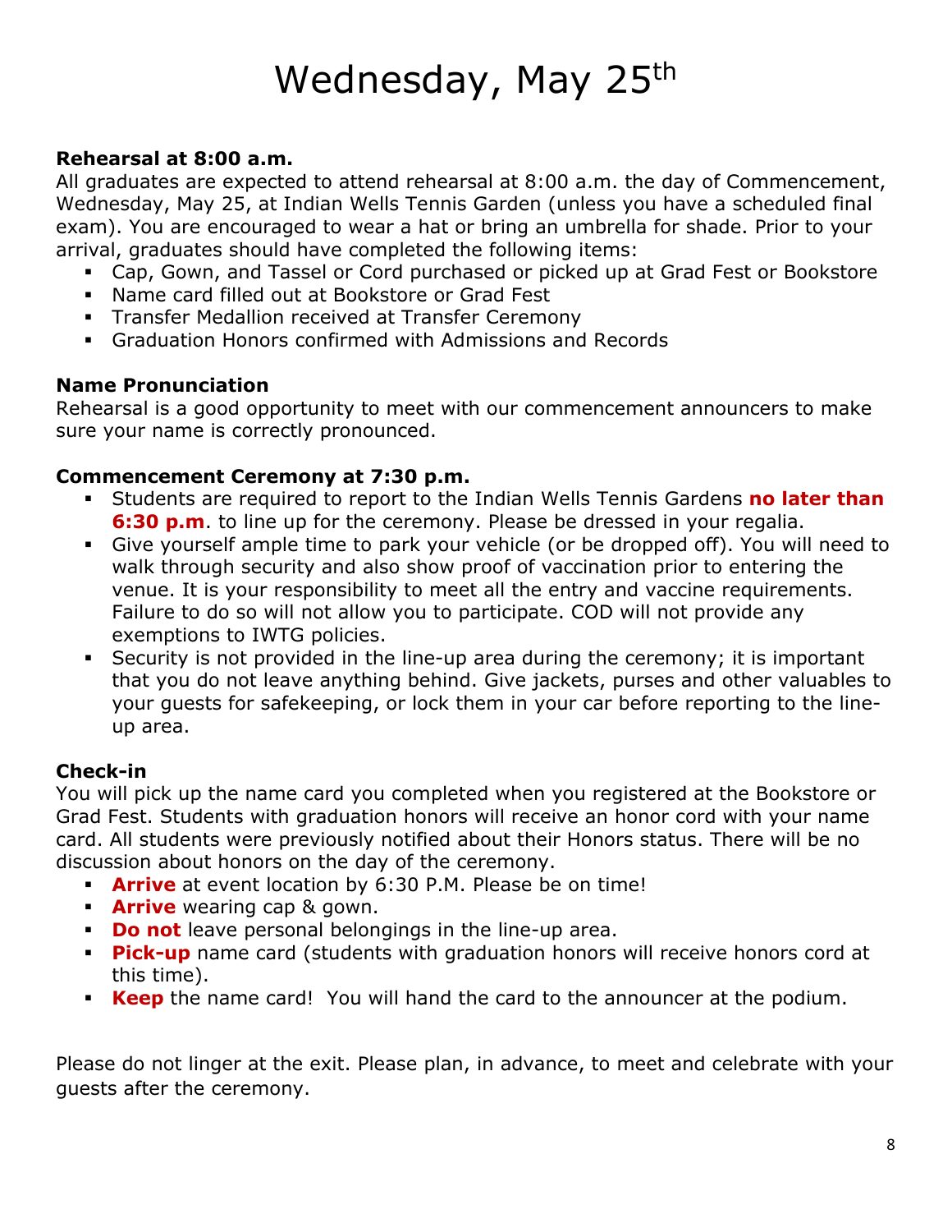# Wednesday, May 25th

**Rehearsal at 8:00 a.m.**

All graduates are expected to attend rehearsal at 8:00 a.m. the day of Commencement, Wednesday, May 25, at Indian Wells Tennis Garden (unless you have a scheduled final exam). You are encouraged to wear a hat or bring an umbrella for shade. Prior to your arrival, graduates should have completed the following items:

- Cap, Gown, and Tassel or Cord purchased or picked up at Grad Fest or Bookstore
- Name card filled out at Bookstore or Grad Fest
- Transfer Medallion received at Transfer Ceremony
- Graduation Honors confirmed with Admissions and Records

**Name Pronunciation**

Rehearsal is a good opportunity to meet with our commencement announcers to make sure your name is correctly pronounced.

**Commencement Ceremony at 7:30 p.m.**

- Students are required to report to the Indian Wells Tennis Gardens **no later than 6:30 p.m**. to line up for the ceremony. Please be dressed in your regalia.
- Give yourself ample time to park your vehicle (or be dropped off). You will need to walk through security and also show proof of vaccination prior to entering the venue. It is your responsibility to meet all the entry and vaccine requirements. Failure to do so will not allow you to participate. COD will not provide any exemptions to IWTG policies.
- Security is not provided in the line-up area during the ceremony; it is important that you do not leave anything behind. Give jackets, purses and other valuables to your guests for safekeeping, or lock them in your car before reporting to the line-up area.

**Check-in**

You will pick up the name card you completed when you registered at the Bookstore or Grad Fest. Students with graduation honors will receive an honor cord with your name card. All students were previously notified about their Honors status. There will be no discussion about honors on the day of the ceremony.

- **Arrive** at event location by 6:30 P.M. Please be on time!
- **Arrive** wearing cap & gown.
- **Do not** leave personal belongings in the line-up area.
- **Pick-up** name card (students with graduation honors will receive honors cord at this time).
- **Keep** the name card! You will hand the card to the announcer at the podium.

Please do not linger at the exit. Please plan, in advance, to meet and celebrate with your guests after the ceremony.